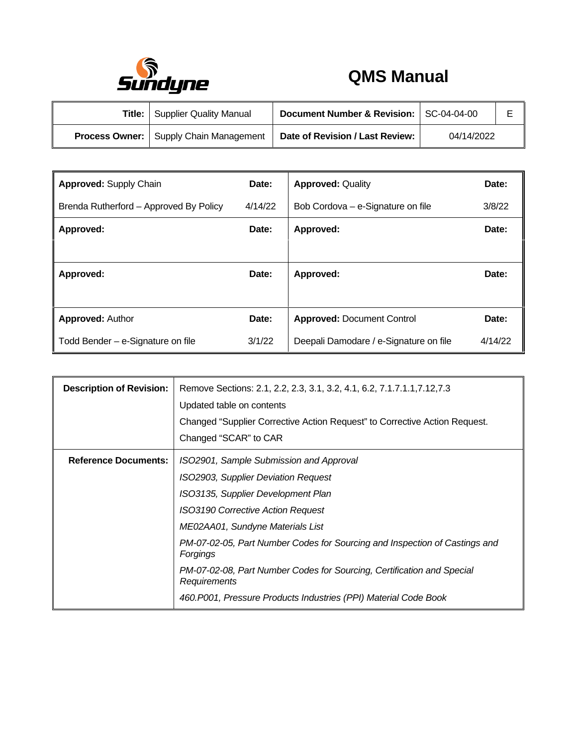Sundyne

# QMS Manual

| Title: | Supplier Quality Manual | Document Number & Revision: | SC-04-04-00 | E |
|---|---|---|---|---|
| Process Owner: | Supply Chain Management | Date of Revision / Last Review: | 04/14/2022 | |

| Approved: Supply Chain | Date: | Approved: Quality | Date: |
|---|---|---|---|
| Brenda Rutherford – Approved By Policy | 4/14/22 | Bob Cordova – e-Signature on file | 3/8/22 |
| **Approved:** | **Date:** | **Approved:** | **Date:** |
| | | | |
| **Approved:** | **Date:** | **Approved:** | **Date:** |
| | | | |
| **Approved:** Author | **Date:** | **Approved:** Document Control | **Date:** |
| Todd Bender – e-Signature on file | 3/1/22 | Deepali Damodare / e-Signature on file | 4/14/22 |

| | |
|---|---|
| **Description of Revision:** | Remove Sections: 2.1, 2.2, 2.3, 3.1, 3.2, 4.1, 6.2, 7.1.7.1.1,7.12,7.3<br>Updated table on contents<br>Changed "Supplier Corrective Action Request" to Corrective Action Request.<br>Changed "SCAR" to CAR |
| **Reference Documents:** | *ISO2901, Sample Submission and Approval*<br>*ISO2903, Supplier Deviation Request*<br>*ISO3135, Supplier Development Plan*<br>*ISO3190 Corrective Action Request*<br>*ME02AA01, Sundyne Materials List*<br>*PM-07-02-05, Part Number Codes for Sourcing and Inspection of Castings and Forgings*<br>*PM-07-02-08, Part Number Codes for Sourcing, Certification and Special Requirements*<br>*460.P001, Pressure Products Industries (PPI) Material Code Book* |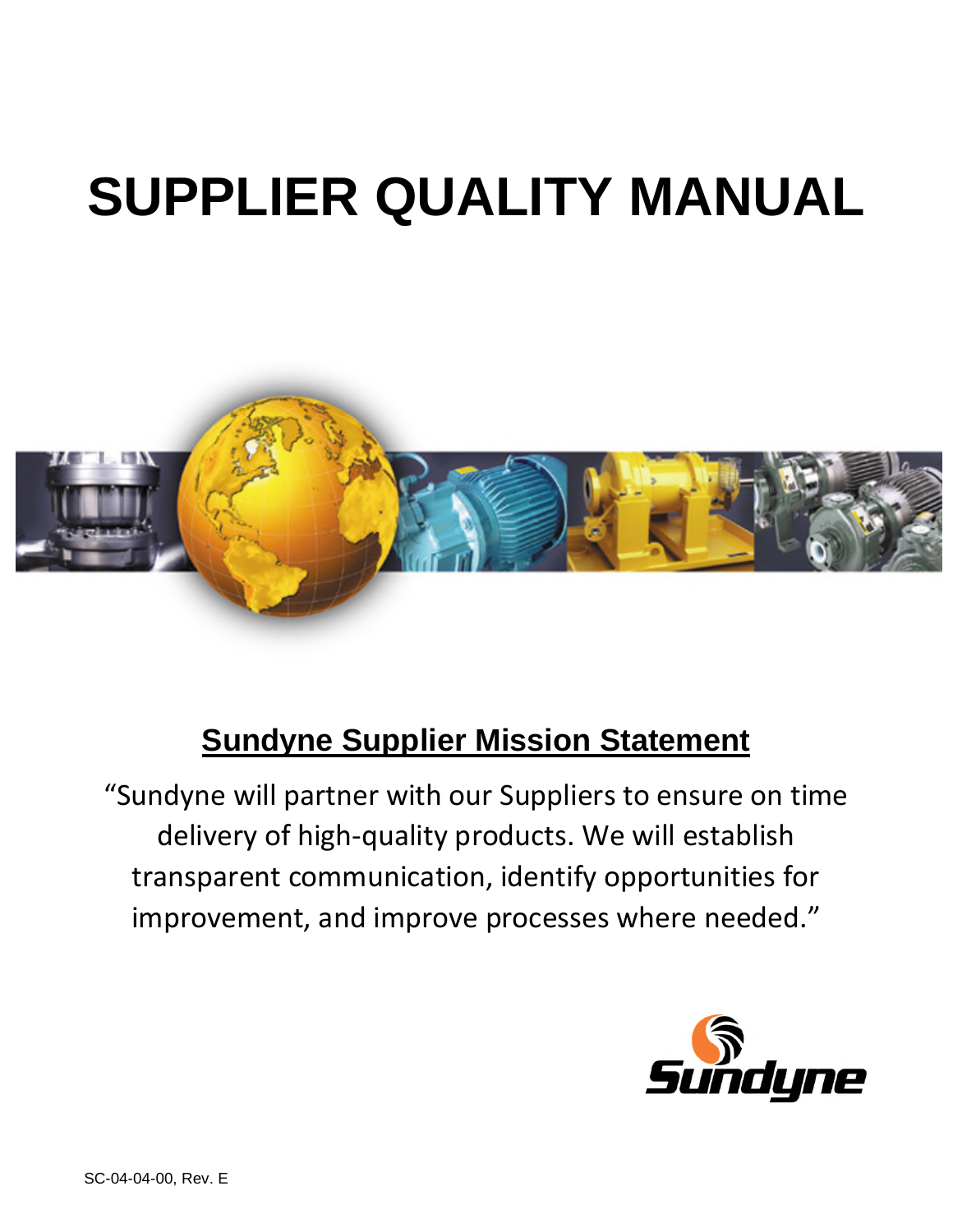# SUPPLIER QUALITY MANUAL

## Sundyne Supplier Mission Statement

"Sundyne will partner with our Suppliers to ensure on time delivery of high-quality products. We will establish transparent communication, identify opportunities for improvement, and improve processes where needed."

SC-04-04-00, Rev. E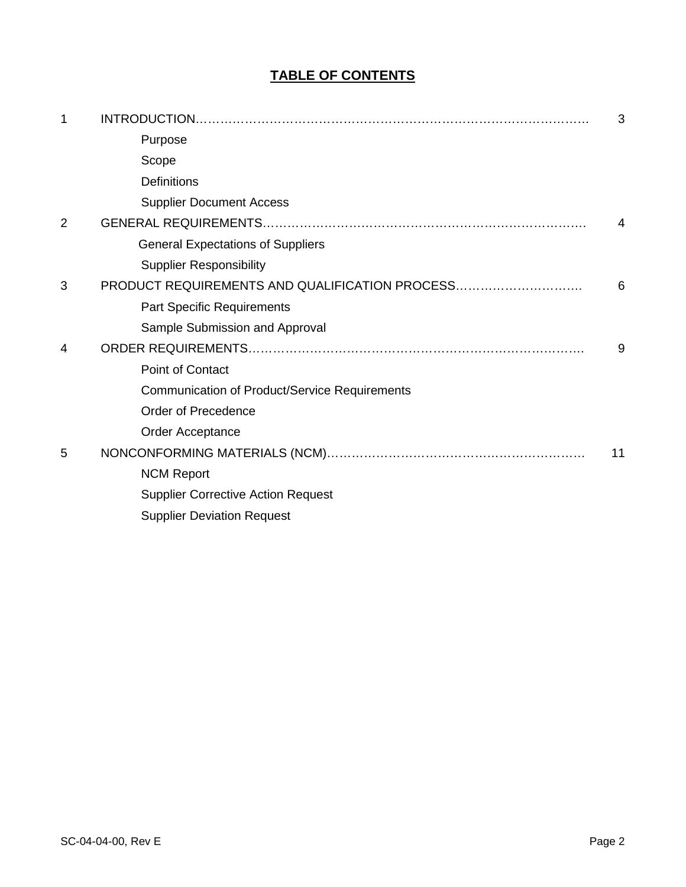# TABLE OF CONTENTS

| | | |
|---|---|---|
| 1 | INTRODUCTION……………………………………………………………………………… | 3 |
| | Purpose | |
| | Scope | |
| | Definitions | |
| | Supplier Document Access | |
| 2 | GENERAL REQUIREMENTS……………………………………………………………………. | 4 |
| | General Expectations of Suppliers | |
| | Supplier Responsibility | |
| 3 | PRODUCT REQUIREMENTS AND QUALIFICATION PROCESS…………………………. | 6 |
| | Part Specific Requirements | |
| | Sample Submission and Approval | |
| 4 | ORDER REQUIREMENTS………………………………………………………………………. | 9 |
| | Point of Contact | |
| | Communication of Product/Service Requirements | |
| | Order of Precedence | |
| | Order Acceptance | |
| 5 | NONCONFORMING MATERIALS (NCM)……………………………………………………… | 11 |
| | NCM Report | |
| | Supplier Corrective Action Request | |
| | Supplier Deviation Request | |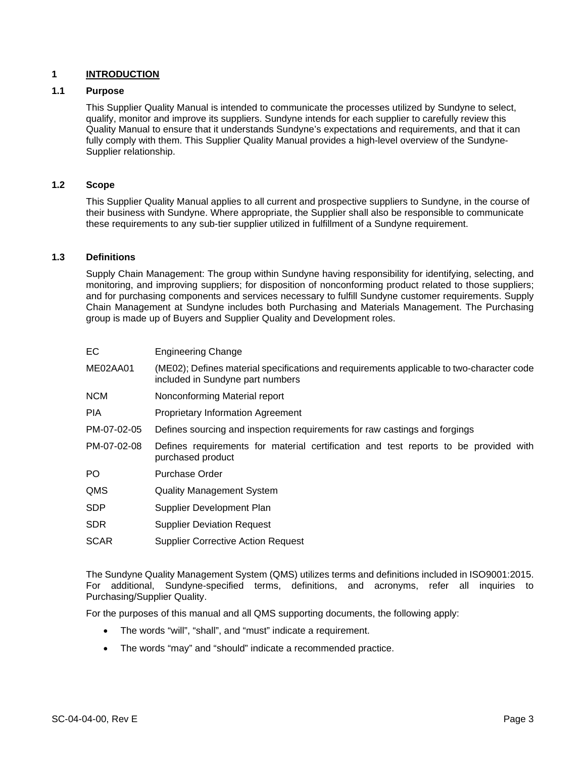# 1 INTRODUCTION

## 1.1 Purpose

This Supplier Quality Manual is intended to communicate the processes utilized by Sundyne to select, qualify, monitor and improve its suppliers. Sundyne intends for each supplier to carefully review this Quality Manual to ensure that it understands Sundyne's expectations and requirements, and that it can fully comply with them. This Supplier Quality Manual provides a high-level overview of the Sundyne-Supplier relationship.

## 1.2 Scope

This Supplier Quality Manual applies to all current and prospective suppliers to Sundyne, in the course of their business with Sundyne. Where appropriate, the Supplier shall also be responsible to communicate these requirements to any sub-tier supplier utilized in fulfillment of a Sundyne requirement.

## 1.3 Definitions

Supply Chain Management: The group within Sundyne having responsibility for identifying, selecting, and monitoring, and improving suppliers; for disposition of nonconforming product related to those suppliers; and for purchasing components and services necessary to fulfill Sundyne customer requirements. Supply Chain Management at Sundyne includes both Purchasing and Materials Management. The Purchasing group is made up of Buyers and Supplier Quality and Development roles.

| | |
|---|---|
| EC | Engineering Change |
| ME02AA01 | (ME02); Defines material specifications and requirements applicable to two-character code included in Sundyne part numbers |
| NCM | Nonconforming Material report |
| PIA | Proprietary Information Agreement |
| PM-07-02-05 | Defines sourcing and inspection requirements for raw castings and forgings |
| PM-07-02-08 | Defines requirements for material certification and test reports to be provided with purchased product |
| PO | Purchase Order |
| QMS | Quality Management System |
| SDP | Supplier Development Plan |
| SDR | Supplier Deviation Request |
| SCAR | Supplier Corrective Action Request |

The Sundyne Quality Management System (QMS) utilizes terms and definitions included in ISO9001:2015. For additional, Sundyne-specified terms, definitions, and acronyms, refer all inquiries to Purchasing/Supplier Quality.

For the purposes of this manual and all QMS supporting documents, the following apply:

- The words "will", "shall", and "must" indicate a requirement.
- The words "may" and "should" indicate a recommended practice.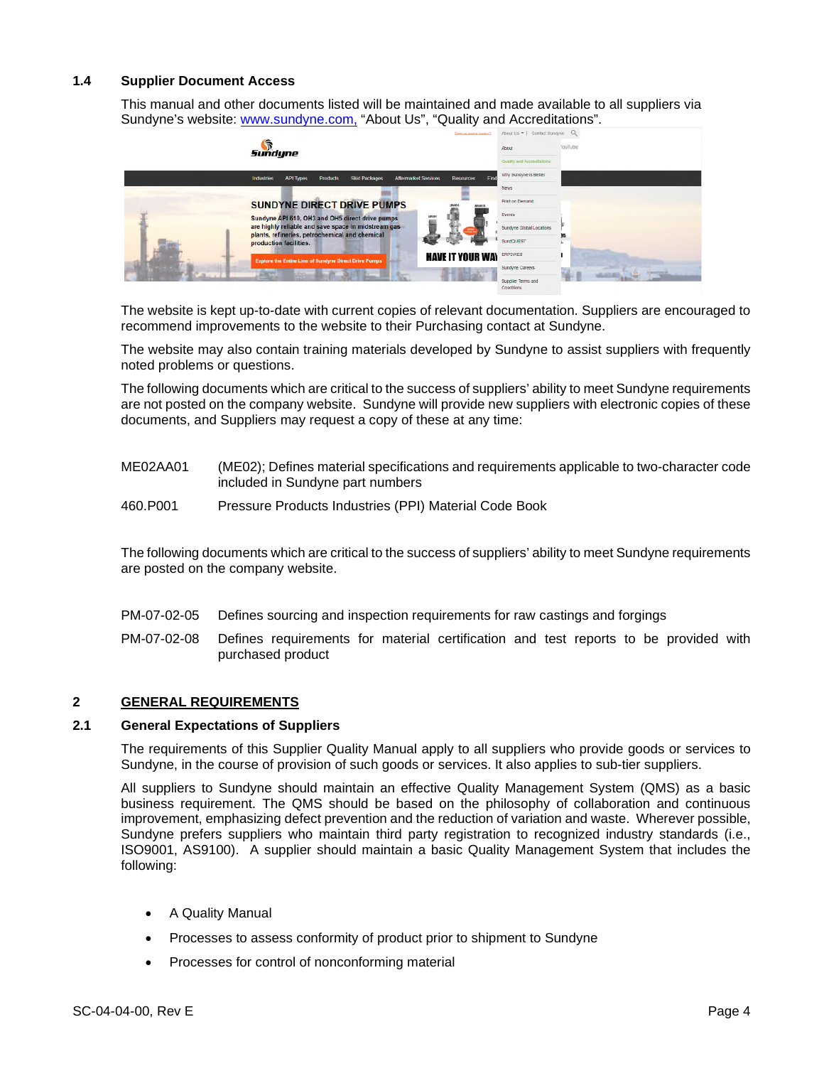### 1.4 Supplier Document Access

This manual and other documents listed will be maintained and made available to all suppliers via Sundyne's website: www.sundyne.com, "About Us", "Quality and Accreditations".

The website is kept up-to-date with current copies of relevant documentation. Suppliers are encouraged to recommend improvements to the website to their Purchasing contact at Sundyne.

The website may also contain training materials developed by Sundyne to assist suppliers with frequently noted problems or questions.

The following documents which are critical to the success of suppliers' ability to meet Sundyne requirements are not posted on the company website. Sundyne will provide new suppliers with electronic copies of these documents, and Suppliers may request a copy of these at any time:

| | |
|---|---|
| ME02AA01 | (ME02); Defines material specifications and requirements applicable to two-character code included in Sundyne part numbers |
| 460.P001 | Pressure Products Industries (PPI) Material Code Book |

The following documents which are critical to the success of suppliers' ability to meet Sundyne requirements are posted on the company website.

| | |
|---|---|
| PM-07-02-05 | Defines sourcing and inspection requirements for raw castings and forgings |
| PM-07-02-08 | Defines requirements for material certification and test reports to be provided with purchased product |

## 2 GENERAL REQUIREMENTS

### 2.1 General Expectations of Suppliers

The requirements of this Supplier Quality Manual apply to all suppliers who provide goods or services to Sundyne, in the course of provision of such goods or services. It also applies to sub-tier suppliers.

All suppliers to Sundyne should maintain an effective Quality Management System (QMS) as a basic business requirement. The QMS should be based on the philosophy of collaboration and continuous improvement, emphasizing defect prevention and the reduction of variation and waste. Wherever possible, Sundyne prefers suppliers who maintain third party registration to recognized industry standards (i.e., ISO9001, AS9100). A supplier should maintain a basic Quality Management System that includes the following:

- A Quality Manual
- Processes to assess conformity of product prior to shipment to Sundyne
- Processes for control of nonconforming material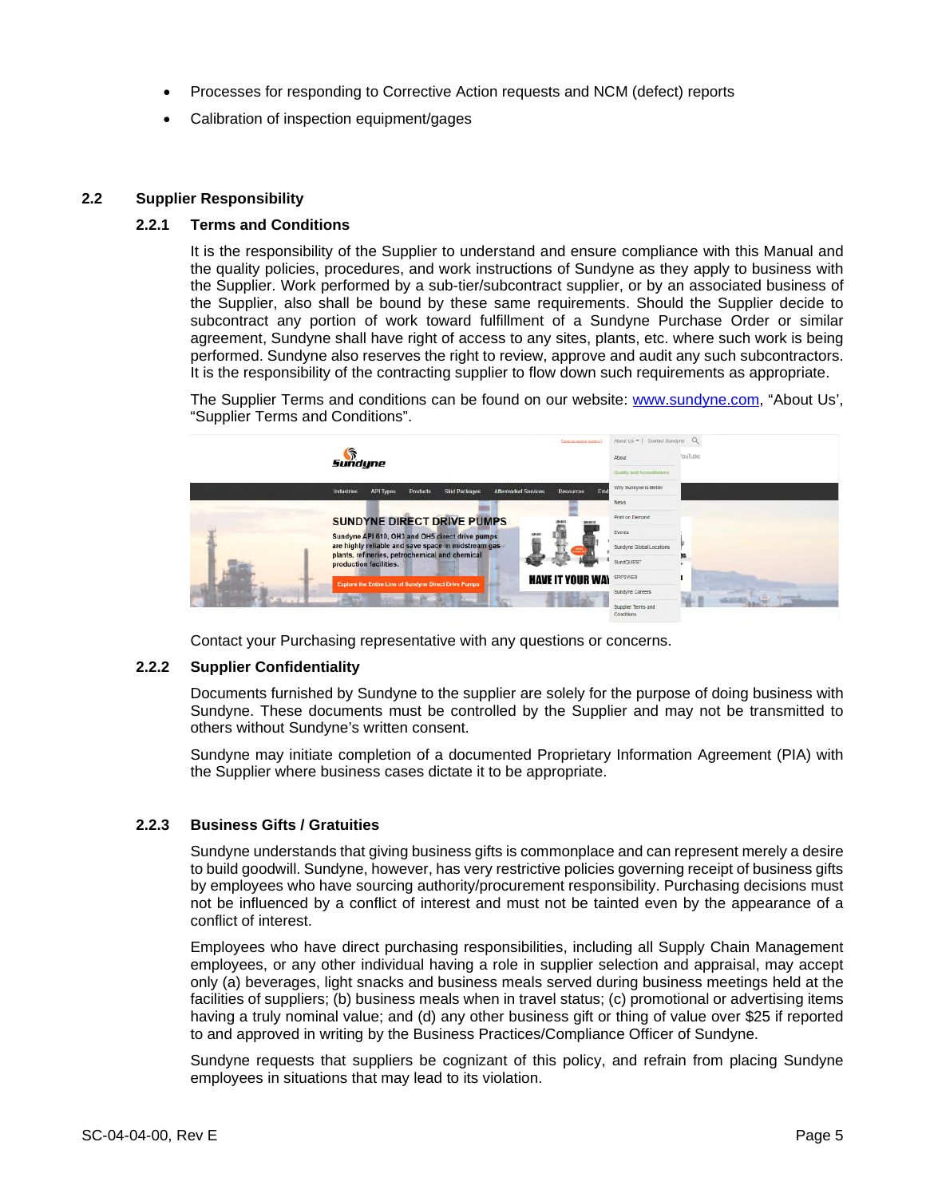- Processes for responding to Corrective Action requests and NCM (defect) reports
- Calibration of inspection equipment/gages

## 2.2 Supplier Responsibility

### 2.2.1 Terms and Conditions

It is the responsibility of the Supplier to understand and ensure compliance with this Manual and the quality policies, procedures, and work instructions of Sundyne as they apply to business with the Supplier. Work performed by a sub-tier/subcontract supplier, or by an associated business of the Supplier, also shall be bound by these same requirements. Should the Supplier decide to subcontract any portion of work toward fulfillment of a Sundyne Purchase Order or similar agreement, Sundyne shall have right of access to any sites, plants, etc. where such work is being performed. Sundyne also reserves the right to review, approve and audit any such subcontractors. It is the responsibility of the contracting supplier to flow down such requirements as appropriate.

The Supplier Terms and conditions can be found on our website: www.sundyne.com, "About Us', "Supplier Terms and Conditions".

Contact your Purchasing representative with any questions or concerns.

### 2.2.2 Supplier Confidentiality

Documents furnished by Sundyne to the supplier are solely for the purpose of doing business with Sundyne. These documents must be controlled by the Supplier and may not be transmitted to others without Sundyne's written consent.

Sundyne may initiate completion of a documented Proprietary Information Agreement (PIA) with the Supplier where business cases dictate it to be appropriate.

### 2.2.3 Business Gifts / Gratuities

Sundyne understands that giving business gifts is commonplace and can represent merely a desire to build goodwill. Sundyne, however, has very restrictive policies governing receipt of business gifts by employees who have sourcing authority/procurement responsibility. Purchasing decisions must not be influenced by a conflict of interest and must not be tainted even by the appearance of a conflict of interest.

Employees who have direct purchasing responsibilities, including all Supply Chain Management employees, or any other individual having a role in supplier selection and appraisal, may accept only (a) beverages, light snacks and business meals served during business meetings held at the facilities of suppliers; (b) business meals when in travel status; (c) promotional or advertising items having a truly nominal value; and (d) any other business gift or thing of value over $25 if reported to and approved in writing by the Business Practices/Compliance Officer of Sundyne.

Sundyne requests that suppliers be cognizant of this policy, and refrain from placing Sundyne employees in situations that may lead to its violation.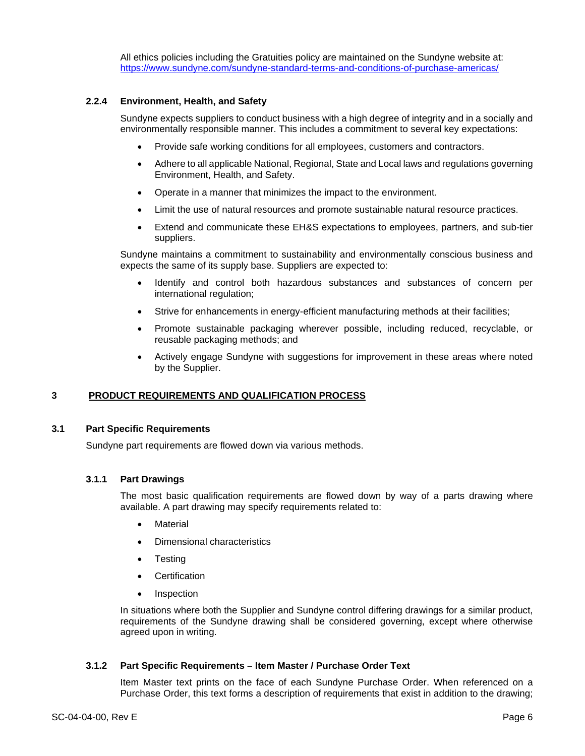All ethics policies including the Gratuities policy are maintained on the Sundyne website at: https://www.sundyne.com/sundyne-standard-terms-and-conditions-of-purchase-americas/

#### 2.2.4 Environment, Health, and Safety

Sundyne expects suppliers to conduct business with a high degree of integrity and in a socially and environmentally responsible manner. This includes a commitment to several key expectations:

- Provide safe working conditions for all employees, customers and contractors.
- Adhere to all applicable National, Regional, State and Local laws and regulations governing Environment, Health, and Safety.
- Operate in a manner that minimizes the impact to the environment.
- Limit the use of natural resources and promote sustainable natural resource practices.
- Extend and communicate these EH&S expectations to employees, partners, and sub-tier suppliers.

Sundyne maintains a commitment to sustainability and environmentally conscious business and expects the same of its supply base. Suppliers are expected to:

- Identify and control both hazardous substances and substances of concern per international regulation;
- Strive for enhancements in energy-efficient manufacturing methods at their facilities;
- Promote sustainable packaging wherever possible, including reduced, recyclable, or reusable packaging methods; and
- Actively engage Sundyne with suggestions for improvement in these areas where noted by the Supplier.

## 3 PRODUCT REQUIREMENTS AND QUALIFICATION PROCESS

### 3.1 Part Specific Requirements

Sundyne part requirements are flowed down via various methods.

#### 3.1.1 Part Drawings

The most basic qualification requirements are flowed down by way of a parts drawing where available. A part drawing may specify requirements related to:

- Material
- Dimensional characteristics
- Testing
- Certification
- Inspection

In situations where both the Supplier and Sundyne control differing drawings for a similar product, requirements of the Sundyne drawing shall be considered governing, except where otherwise agreed upon in writing.

#### 3.1.2 Part Specific Requirements – Item Master / Purchase Order Text

Item Master text prints on the face of each Sundyne Purchase Order. When referenced on a Purchase Order, this text forms a description of requirements that exist in addition to the drawing;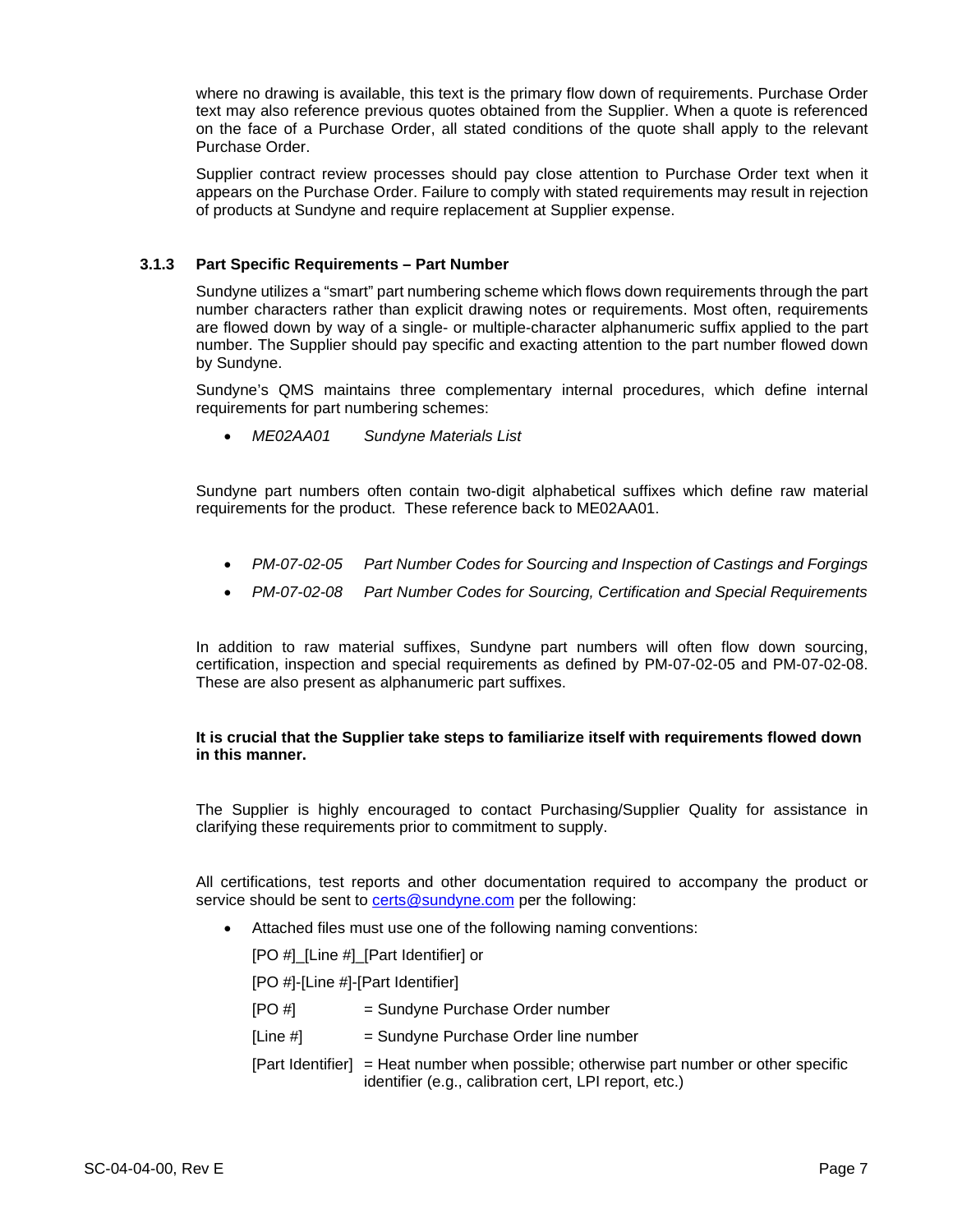where no drawing is available, this text is the primary flow down of requirements. Purchase Order text may also reference previous quotes obtained from the Supplier. When a quote is referenced on the face of a Purchase Order, all stated conditions of the quote shall apply to the relevant Purchase Order.

Supplier contract review processes should pay close attention to Purchase Order text when it appears on the Purchase Order. Failure to comply with stated requirements may result in rejection of products at Sundyne and require replacement at Supplier expense.

### 3.1.3 Part Specific Requirements – Part Number

Sundyne utilizes a "smart" part numbering scheme which flows down requirements through the part number characters rather than explicit drawing notes or requirements. Most often, requirements are flowed down by way of a single- or multiple-character alphanumeric suffix applied to the part number. The Supplier should pay specific and exacting attention to the part number flowed down by Sundyne.

Sundyne's QMS maintains three complementary internal procedures, which define internal requirements for part numbering schemes:

- *ME02AA01 Sundyne Materials List*

Sundyne part numbers often contain two-digit alphabetical suffixes which define raw material requirements for the product. These reference back to ME02AA01.

- *PM-07-02-05 Part Number Codes for Sourcing and Inspection of Castings and Forgings*
- *PM-07-02-08 Part Number Codes for Sourcing, Certification and Special Requirements*

In addition to raw material suffixes, Sundyne part numbers will often flow down sourcing, certification, inspection and special requirements as defined by PM-07-02-05 and PM-07-02-08. These are also present as alphanumeric part suffixes.

**It is crucial that the Supplier take steps to familiarize itself with requirements flowed down in this manner.**

The Supplier is highly encouraged to contact Purchasing/Supplier Quality for assistance in clarifying these requirements prior to commitment to supply.

All certifications, test reports and other documentation required to accompany the product or service should be sent to certs@sundyne.com per the following:

- Attached files must use one of the following naming conventions:

  [PO #]_[Line #]_[Part Identifier] or

  [PO #]-[Line #]-[Part Identifier]

  [PO #] = Sundyne Purchase Order number

  [Line #] = Sundyne Purchase Order line number

  [Part Identifier] = Heat number when possible; otherwise part number or other specific identifier (e.g., calibration cert, LPI report, etc.)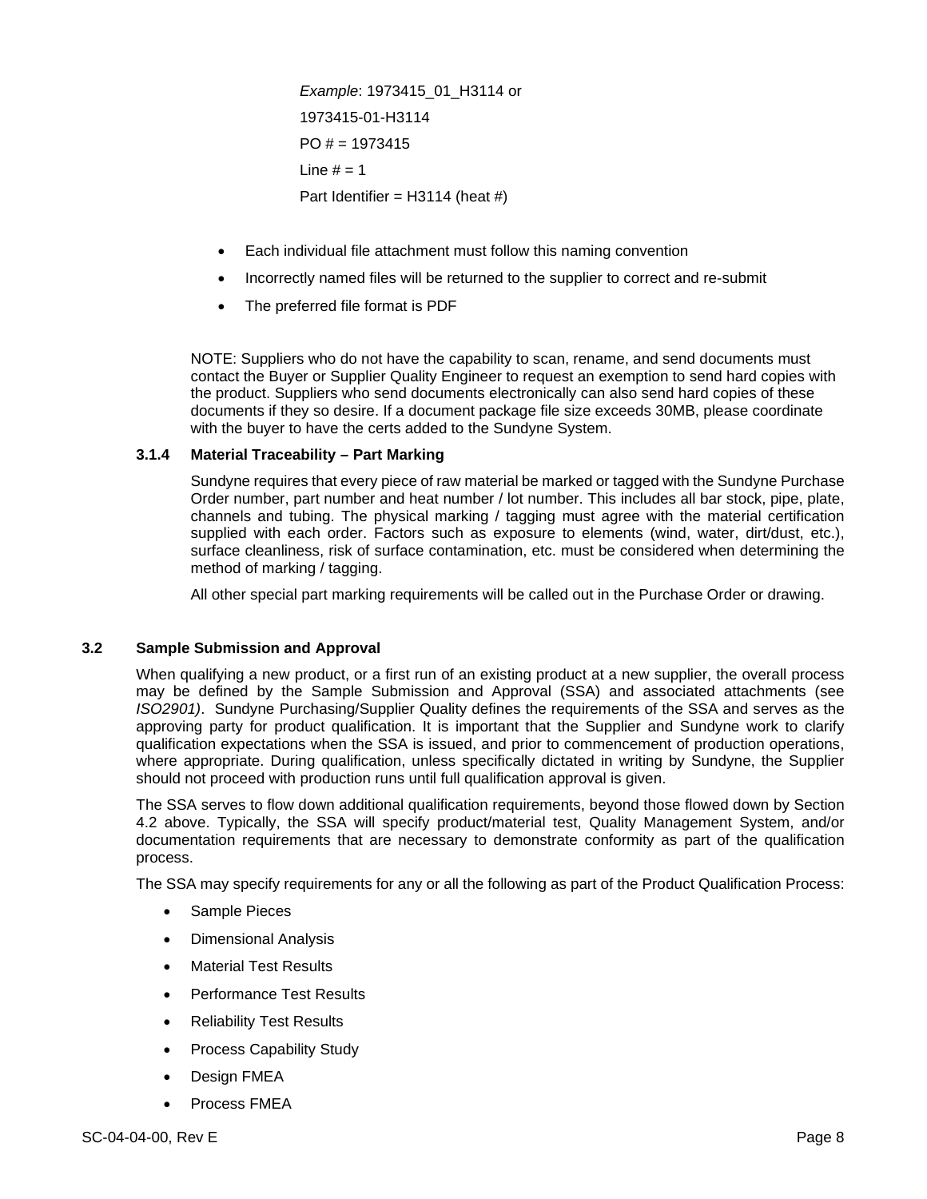*Example*: 1973415_01_H3114 or

1973415-01-H3114

PO # = 1973415

Line # = 1

Part Identifier = H3114 (heat #)

- Each individual file attachment must follow this naming convention
- Incorrectly named files will be returned to the supplier to correct and re-submit
- The preferred file format is PDF

NOTE: Suppliers who do not have the capability to scan, rename, and send documents must contact the Buyer or Supplier Quality Engineer to request an exemption to send hard copies with the product. Suppliers who send documents electronically can also send hard copies of these documents if they so desire. If a document package file size exceeds 30MB, please coordinate with the buyer to have the certs added to the Sundyne System.

#### 3.1.4 Material Traceability – Part Marking

Sundyne requires that every piece of raw material be marked or tagged with the Sundyne Purchase Order number, part number and heat number / lot number. This includes all bar stock, pipe, plate, channels and tubing. The physical marking / tagging must agree with the material certification supplied with each order. Factors such as exposure to elements (wind, water, dirt/dust, etc.), surface cleanliness, risk of surface contamination, etc. must be considered when determining the method of marking / tagging.

All other special part marking requirements will be called out in the Purchase Order or drawing.

### 3.2 Sample Submission and Approval

When qualifying a new product, or a first run of an existing product at a new supplier, the overall process may be defined by the Sample Submission and Approval (SSA) and associated attachments (see *ISO2901)*. Sundyne Purchasing/Supplier Quality defines the requirements of the SSA and serves as the approving party for product qualification. It is important that the Supplier and Sundyne work to clarify qualification expectations when the SSA is issued, and prior to commencement of production operations, where appropriate. During qualification, unless specifically dictated in writing by Sundyne, the Supplier should not proceed with production runs until full qualification approval is given.

The SSA serves to flow down additional qualification requirements, beyond those flowed down by Section 4.2 above. Typically, the SSA will specify product/material test, Quality Management System, and/or documentation requirements that are necessary to demonstrate conformity as part of the qualification process.

The SSA may specify requirements for any or all the following as part of the Product Qualification Process:

- Sample Pieces
- Dimensional Analysis
- Material Test Results
- Performance Test Results
- Reliability Test Results
- Process Capability Study
- Design FMEA
- Process FMEA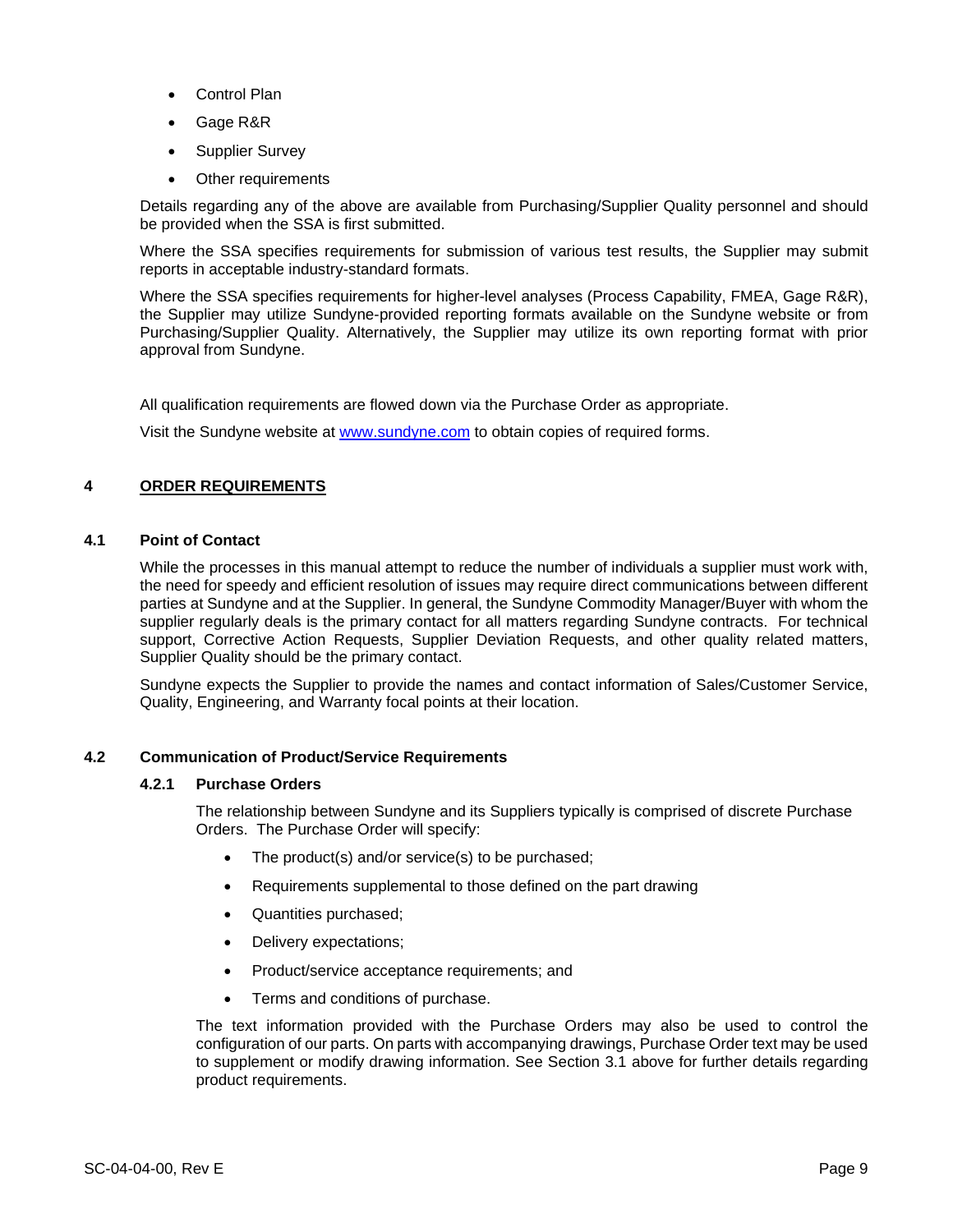- Control Plan
- Gage R&R
- Supplier Survey
- Other requirements

Details regarding any of the above are available from Purchasing/Supplier Quality personnel and should be provided when the SSA is first submitted.

Where the SSA specifies requirements for submission of various test results, the Supplier may submit reports in acceptable industry-standard formats.

Where the SSA specifies requirements for higher-level analyses (Process Capability, FMEA, Gage R&R), the Supplier may utilize Sundyne-provided reporting formats available on the Sundyne website or from Purchasing/Supplier Quality. Alternatively, the Supplier may utilize its own reporting format with prior approval from Sundyne.

All qualification requirements are flowed down via the Purchase Order as appropriate.

Visit the Sundyne website at www.sundyne.com to obtain copies of required forms.

# 4 ORDER REQUIREMENTS

## 4.1 Point of Contact

While the processes in this manual attempt to reduce the number of individuals a supplier must work with, the need for speedy and efficient resolution of issues may require direct communications between different parties at Sundyne and at the Supplier. In general, the Sundyne Commodity Manager/Buyer with whom the supplier regularly deals is the primary contact for all matters regarding Sundyne contracts. For technical support, Corrective Action Requests, Supplier Deviation Requests, and other quality related matters, Supplier Quality should be the primary contact.

Sundyne expects the Supplier to provide the names and contact information of Sales/Customer Service, Quality, Engineering, and Warranty focal points at their location.

## 4.2 Communication of Product/Service Requirements

### 4.2.1 Purchase Orders

The relationship between Sundyne and its Suppliers typically is comprised of discrete Purchase Orders. The Purchase Order will specify:

- The product(s) and/or service(s) to be purchased;
- Requirements supplemental to those defined on the part drawing
- Quantities purchased;
- Delivery expectations;
- Product/service acceptance requirements; and
- Terms and conditions of purchase.

The text information provided with the Purchase Orders may also be used to control the configuration of our parts. On parts with accompanying drawings, Purchase Order text may be used to supplement or modify drawing information. See Section 3.1 above for further details regarding product requirements.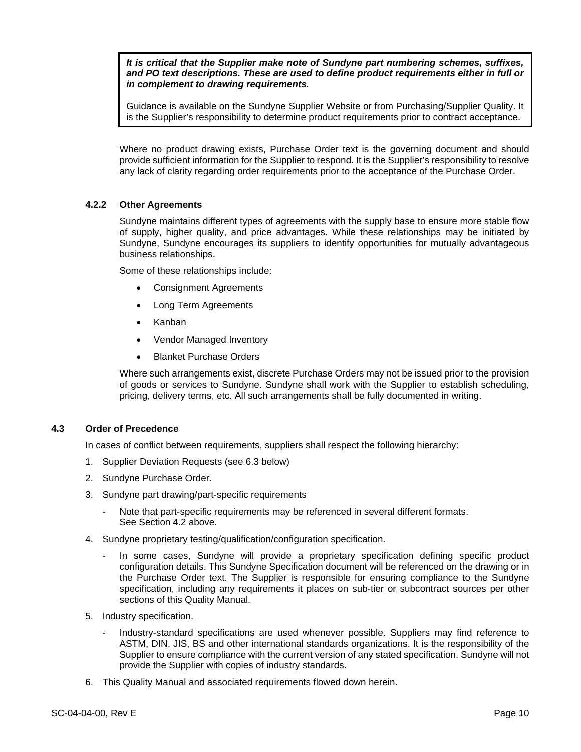> ***It is critical that the Supplier make note of Sundyne part numbering schemes, suffixes, and PO text descriptions. These are used to define product requirements either in full or in complement to drawing requirements.***
>
> Guidance is available on the Sundyne Supplier Website or from Purchasing/Supplier Quality. It is the Supplier's responsibility to determine product requirements prior to contract acceptance.

Where no product drawing exists, Purchase Order text is the governing document and should provide sufficient information for the Supplier to respond. It is the Supplier's responsibility to resolve any lack of clarity regarding order requirements prior to the acceptance of the Purchase Order.

#### 4.2.2 Other Agreements

Sundyne maintains different types of agreements with the supply base to ensure more stable flow of supply, higher quality, and price advantages. While these relationships may be initiated by Sundyne, Sundyne encourages its suppliers to identify opportunities for mutually advantageous business relationships.

Some of these relationships include:

- Consignment Agreements
- Long Term Agreements
- Kanban
- Vendor Managed Inventory
- Blanket Purchase Orders

Where such arrangements exist, discrete Purchase Orders may not be issued prior to the provision of goods or services to Sundyne. Sundyne shall work with the Supplier to establish scheduling, pricing, delivery terms, etc. All such arrangements shall be fully documented in writing.

### 4.3 Order of Precedence

In cases of conflict between requirements, suppliers shall respect the following hierarchy:

1. Supplier Deviation Requests (see 6.3 below)
2. Sundyne Purchase Order.
3. Sundyne part drawing/part-specific requirements
   - Note that part-specific requirements may be referenced in several different formats. See Section 4.2 above.
4. Sundyne proprietary testing/qualification/configuration specification.
   - In some cases, Sundyne will provide a proprietary specification defining specific product configuration details. This Sundyne Specification document will be referenced on the drawing or in the Purchase Order text. The Supplier is responsible for ensuring compliance to the Sundyne specification, including any requirements it places on sub-tier or subcontract sources per other sections of this Quality Manual.
5. Industry specification.
   - Industry-standard specifications are used whenever possible. Suppliers may find reference to ASTM, DIN, JIS, BS and other international standards organizations. It is the responsibility of the Supplier to ensure compliance with the current version of any stated specification. Sundyne will not provide the Supplier with copies of industry standards.
6. This Quality Manual and associated requirements flowed down herein.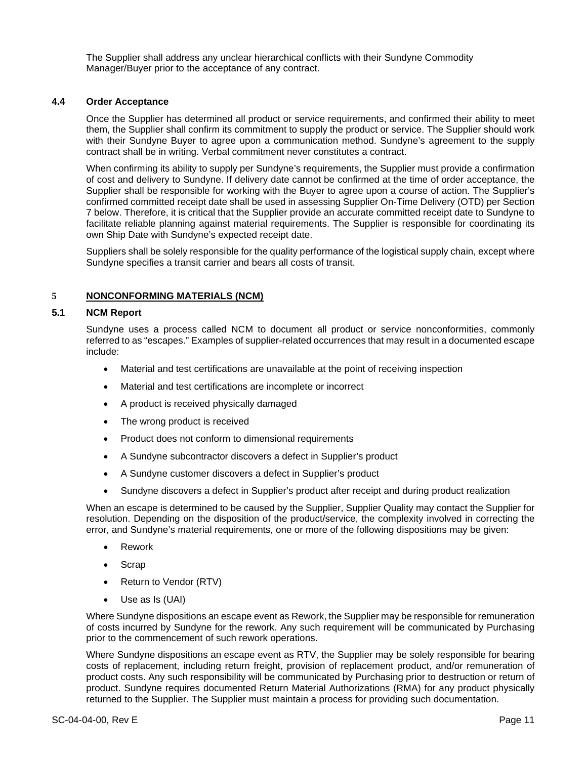The Supplier shall address any unclear hierarchical conflicts with their Sundyne Commodity Manager/Buyer prior to the acceptance of any contract.

### 4.4 Order Acceptance

Once the Supplier has determined all product or service requirements, and confirmed their ability to meet them, the Supplier shall confirm its commitment to supply the product or service. The Supplier should work with their Sundyne Buyer to agree upon a communication method. Sundyne's agreement to the supply contract shall be in writing. Verbal commitment never constitutes a contract.

When confirming its ability to supply per Sundyne's requirements, the Supplier must provide a confirmation of cost and delivery to Sundyne. If delivery date cannot be confirmed at the time of order acceptance, the Supplier shall be responsible for working with the Buyer to agree upon a course of action. The Supplier's confirmed committed receipt date shall be used in assessing Supplier On-Time Delivery (OTD) per Section 7 below. Therefore, it is critical that the Supplier provide an accurate committed receipt date to Sundyne to facilitate reliable planning against material requirements. The Supplier is responsible for coordinating its own Ship Date with Sundyne's expected receipt date.

Suppliers shall be solely responsible for the quality performance of the logistical supply chain, except where Sundyne specifies a transit carrier and bears all costs of transit.

## 5 NONCONFORMING MATERIALS (NCM)

### 5.1 NCM Report

Sundyne uses a process called NCM to document all product or service nonconformities, commonly referred to as "escapes." Examples of supplier-related occurrences that may result in a documented escape include:

- Material and test certifications are unavailable at the point of receiving inspection
- Material and test certifications are incomplete or incorrect
- A product is received physically damaged
- The wrong product is received
- Product does not conform to dimensional requirements
- A Sundyne subcontractor discovers a defect in Supplier's product
- A Sundyne customer discovers a defect in Supplier's product
- Sundyne discovers a defect in Supplier's product after receipt and during product realization

When an escape is determined to be caused by the Supplier, Supplier Quality may contact the Supplier for resolution. Depending on the disposition of the product/service, the complexity involved in correcting the error, and Sundyne's material requirements, one or more of the following dispositions may be given:

- Rework
- Scrap
- Return to Vendor (RTV)
- Use as Is (UAI)

Where Sundyne dispositions an escape event as Rework, the Supplier may be responsible for remuneration of costs incurred by Sundyne for the rework. Any such requirement will be communicated by Purchasing prior to the commencement of such rework operations.

Where Sundyne dispositions an escape event as RTV, the Supplier may be solely responsible for bearing costs of replacement, including return freight, provision of replacement product, and/or remuneration of product costs. Any such responsibility will be communicated by Purchasing prior to destruction or return of product. Sundyne requires documented Return Material Authorizations (RMA) for any product physically returned to the Supplier. The Supplier must maintain a process for providing such documentation.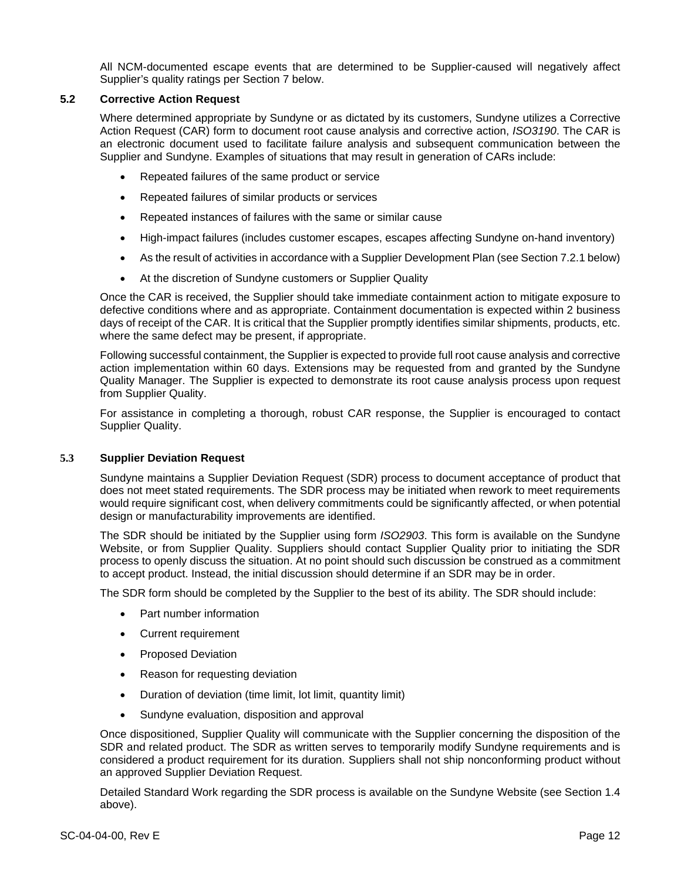All NCM-documented escape events that are determined to be Supplier-caused will negatively affect Supplier's quality ratings per Section 7 below.

### 5.2 Corrective Action Request

Where determined appropriate by Sundyne or as dictated by its customers, Sundyne utilizes a Corrective Action Request (CAR) form to document root cause analysis and corrective action, *ISO3190*. The CAR is an electronic document used to facilitate failure analysis and subsequent communication between the Supplier and Sundyne. Examples of situations that may result in generation of CARs include:

- Repeated failures of the same product or service
- Repeated failures of similar products or services
- Repeated instances of failures with the same or similar cause
- High-impact failures (includes customer escapes, escapes affecting Sundyne on-hand inventory)
- As the result of activities in accordance with a Supplier Development Plan (see Section 7.2.1 below)
- At the discretion of Sundyne customers or Supplier Quality

Once the CAR is received, the Supplier should take immediate containment action to mitigate exposure to defective conditions where and as appropriate. Containment documentation is expected within 2 business days of receipt of the CAR. It is critical that the Supplier promptly identifies similar shipments, products, etc. where the same defect may be present, if appropriate.

Following successful containment, the Supplier is expected to provide full root cause analysis and corrective action implementation within 60 days. Extensions may be requested from and granted by the Sundyne Quality Manager. The Supplier is expected to demonstrate its root cause analysis process upon request from Supplier Quality.

For assistance in completing a thorough, robust CAR response, the Supplier is encouraged to contact Supplier Quality.

### 5.3 Supplier Deviation Request

Sundyne maintains a Supplier Deviation Request (SDR) process to document acceptance of product that does not meet stated requirements. The SDR process may be initiated when rework to meet requirements would require significant cost, when delivery commitments could be significantly affected, or when potential design or manufacturability improvements are identified.

The SDR should be initiated by the Supplier using form *ISO2903*. This form is available on the Sundyne Website, or from Supplier Quality. Suppliers should contact Supplier Quality prior to initiating the SDR process to openly discuss the situation. At no point should such discussion be construed as a commitment to accept product. Instead, the initial discussion should determine if an SDR may be in order.

The SDR form should be completed by the Supplier to the best of its ability. The SDR should include:

- Part number information
- Current requirement
- Proposed Deviation
- Reason for requesting deviation
- Duration of deviation (time limit, lot limit, quantity limit)
- Sundyne evaluation, disposition and approval

Once dispositioned, Supplier Quality will communicate with the Supplier concerning the disposition of the SDR and related product. The SDR as written serves to temporarily modify Sundyne requirements and is considered a product requirement for its duration. Suppliers shall not ship nonconforming product without an approved Supplier Deviation Request.

Detailed Standard Work regarding the SDR process is available on the Sundyne Website (see Section 1.4 above).